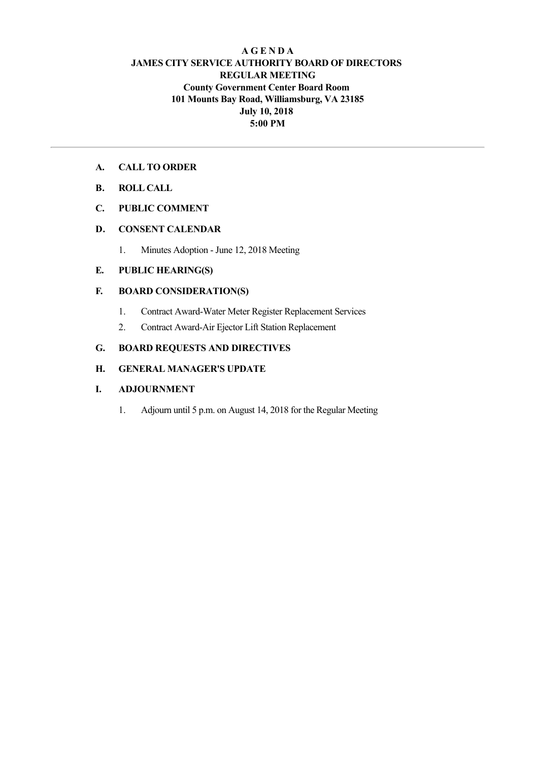# A G E N D A
## JAMES CITY SERVICE AUTHORITY BOARD OF DIRECTORS
## REGULAR MEETING
**County Government Center Board Room**
**101 Mounts Bay Road, Williamsburg, VA 23185**
**July 10, 2018**
**5:00 PM**

---

**A. CALL TO ORDER**

**B. ROLL CALL**

**C. PUBLIC COMMENT**

**D. CONSENT CALENDAR**

1. Minutes Adoption - June 12, 2018 Meeting

**E. PUBLIC HEARING(S)**

**F. BOARD CONSIDERATION(S)**

1. Contract Award-Water Meter Register Replacement Services
2. Contract Award-Air Ejector Lift Station Replacement

**G. BOARD REQUESTS AND DIRECTIVES**

**H. GENERAL MANAGER'S UPDATE**

**I. ADJOURNMENT**

1. Adjourn until 5 p.m. on August 14, 2018 for the Regular Meeting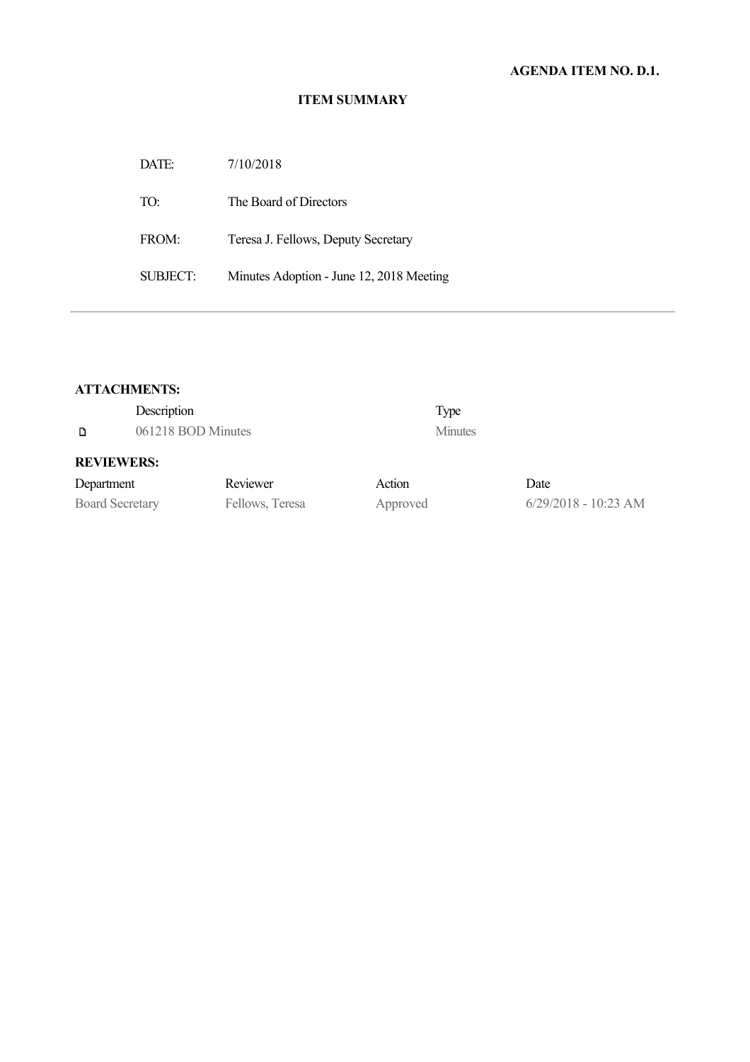**AGENDA ITEM NO. D.1.**

**ITEM SUMMARY**

| | |
|---|---|
| DATE: | 7/10/2018 |
| TO: | The Board of Directors |
| FROM: | Teresa J. Fellows, Deputy Secretary |
| SUBJECT: | Minutes Adoption - June 12, 2018 Meeting |

---

**ATTACHMENTS:**

| | Description | Type |
|---|---|---|
| 🗋 | 061218 BOD Minutes | Minutes |

**REVIEWERS:**

| Department | Reviewer | Action | Date |
|---|---|---|---|
| Board Secretary | Fellows, Teresa | Approved | 6/29/2018 - 10:23 AM |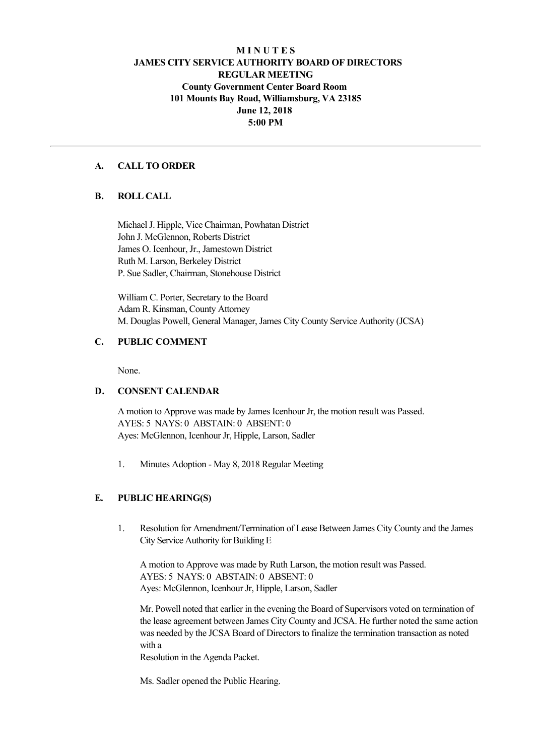# M I N U T E S
# JAMES CITY SERVICE AUTHORITY BOARD OF DIRECTORS
## REGULAR MEETING
### County Government Center Board Room
### 101 Mounts Bay Road, Williamsburg, VA 23185
### June 12, 2018
### 5:00 PM

---

## A. CALL TO ORDER

## B. ROLL CALL

Michael J. Hipple, Vice Chairman, Powhatan District
John J. McGlennon, Roberts District
James O. Icenhour, Jr., Jamestown District
Ruth M. Larson, Berkeley District
P. Sue Sadler, Chairman, Stonehouse District

William C. Porter, Secretary to the Board
Adam R. Kinsman, County Attorney
M. Douglas Powell, General Manager, James City County Service Authority (JCSA)

## C. PUBLIC COMMENT

None.

## D. CONSENT CALENDAR

A motion to Approve was made by James Icenhour Jr, the motion result was Passed.
AYES: 5 NAYS: 0 ABSTAIN: 0 ABSENT: 0
Ayes: McGlennon, Icenhour Jr, Hipple, Larson, Sadler

1. Minutes Adoption - May 8, 2018 Regular Meeting

## E. PUBLIC HEARING(S)

1. Resolution for Amendment/Termination of Lease Between James City County and the James City Service Authority for Building E

   A motion to Approve was made by Ruth Larson, the motion result was Passed.
   AYES: 5 NAYS: 0 ABSTAIN: 0 ABSENT: 0
   Ayes: McGlennon, Icenhour Jr, Hipple, Larson, Sadler

   Mr. Powell noted that earlier in the evening the Board of Supervisors voted on termination of the lease agreement between James City County and JCSA. He further noted the same action was needed by the JCSA Board of Directors to finalize the termination transaction as noted with a
   Resolution in the Agenda Packet.

   Ms. Sadler opened the Public Hearing.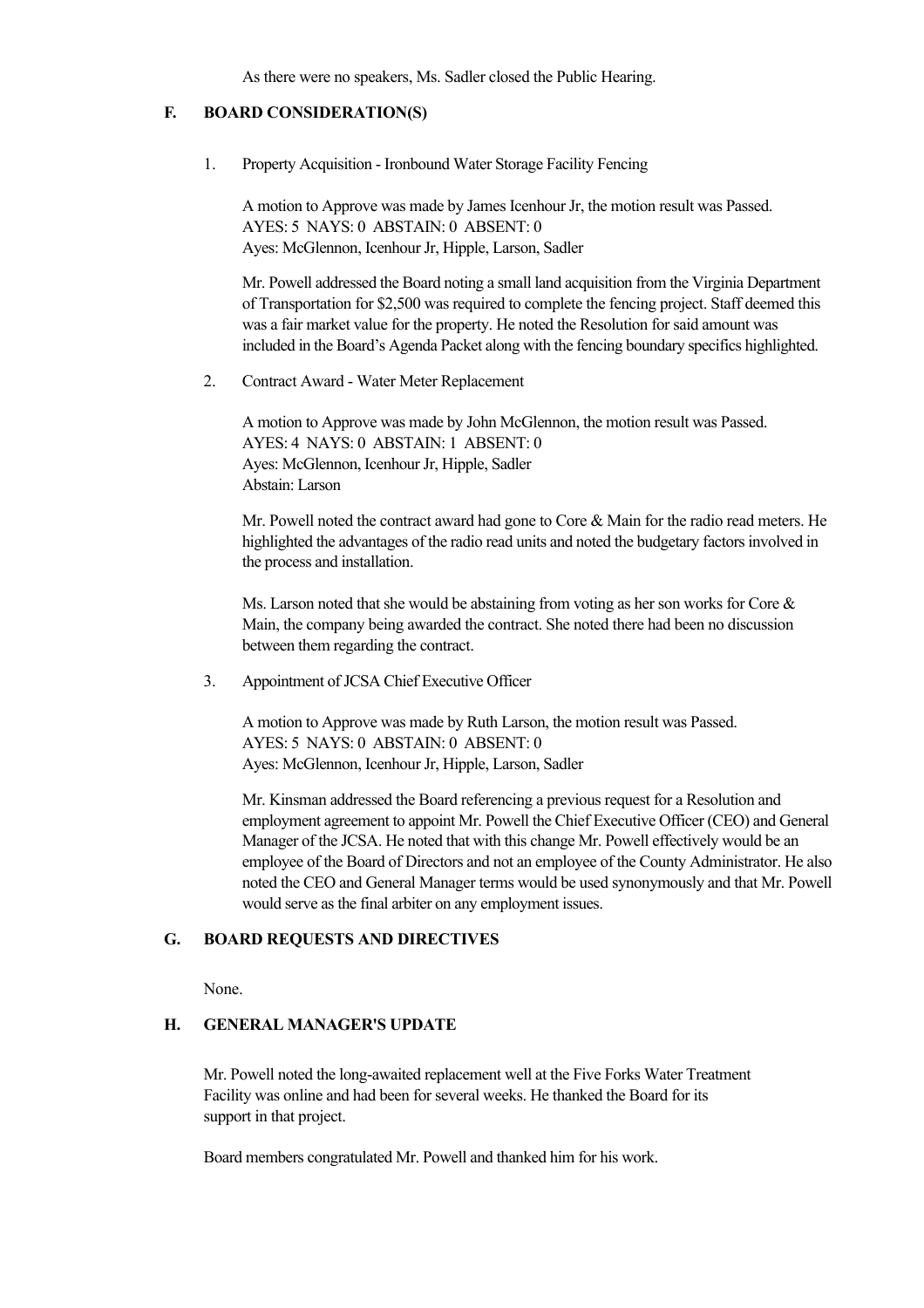As there were no speakers, Ms. Sadler closed the Public Hearing.

## F. BOARD CONSIDERATION(S)

1. Property Acquisition - Ironbound Water Storage Facility Fencing

   A motion to Approve was made by James Icenhour Jr, the motion result was Passed.
   AYES: 5 NAYS: 0 ABSTAIN: 0 ABSENT: 0
   Ayes: McGlennon, Icenhour Jr, Hipple, Larson, Sadler

   Mr. Powell addressed the Board noting a small land acquisition from the Virginia Department of Transportation for $2,500 was required to complete the fencing project. Staff deemed this was a fair market value for the property. He noted the Resolution for said amount was included in the Board's Agenda Packet along with the fencing boundary specifics highlighted.

2. Contract Award - Water Meter Replacement

   A motion to Approve was made by John McGlennon, the motion result was Passed.
   AYES: 4 NAYS: 0 ABSTAIN: 1 ABSENT: 0
   Ayes: McGlennon, Icenhour Jr, Hipple, Sadler
   Abstain: Larson

   Mr. Powell noted the contract award had gone to Core & Main for the radio read meters. He highlighted the advantages of the radio read units and noted the budgetary factors involved in the process and installation.

   Ms. Larson noted that she would be abstaining from voting as her son works for Core & Main, the company being awarded the contract. She noted there had been no discussion between them regarding the contract.

3. Appointment of JCSA Chief Executive Officer

   A motion to Approve was made by Ruth Larson, the motion result was Passed.
   AYES: 5 NAYS: 0 ABSTAIN: 0 ABSENT: 0
   Ayes: McGlennon, Icenhour Jr, Hipple, Larson, Sadler

   Mr. Kinsman addressed the Board referencing a previous request for a Resolution and employment agreement to appoint Mr. Powell the Chief Executive Officer (CEO) and General Manager of the JCSA. He noted that with this change Mr. Powell effectively would be an employee of the Board of Directors and not an employee of the County Administrator. He also noted the CEO and General Manager terms would be used synonymously and that Mr. Powell would serve as the final arbiter on any employment issues.

## G. BOARD REQUESTS AND DIRECTIVES

None.

## H. GENERAL MANAGER'S UPDATE

Mr. Powell noted the long-awaited replacement well at the Five Forks Water Treatment Facility was online and had been for several weeks. He thanked the Board for its support in that project.

Board members congratulated Mr. Powell and thanked him for his work.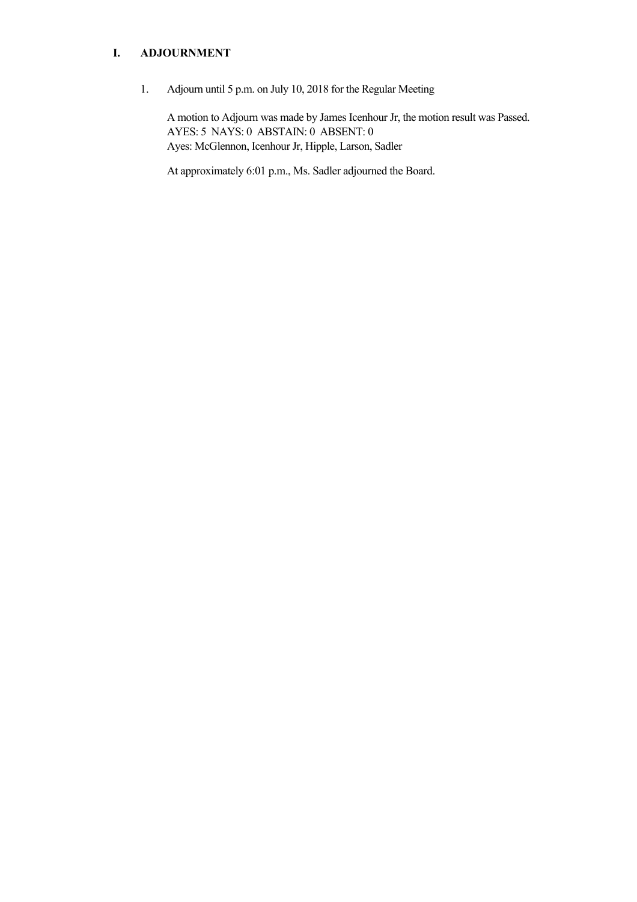## I. ADJOURNMENT

1. Adjourn until 5 p.m. on July 10, 2018 for the Regular Meeting

   A motion to Adjourn was made by James Icenhour Jr, the motion result was Passed.
   AYES: 5 NAYS: 0 ABSTAIN: 0 ABSENT: 0
   Ayes: McGlennon, Icenhour Jr, Hipple, Larson, Sadler

   At approximately 6:01 p.m., Ms. Sadler adjourned the Board.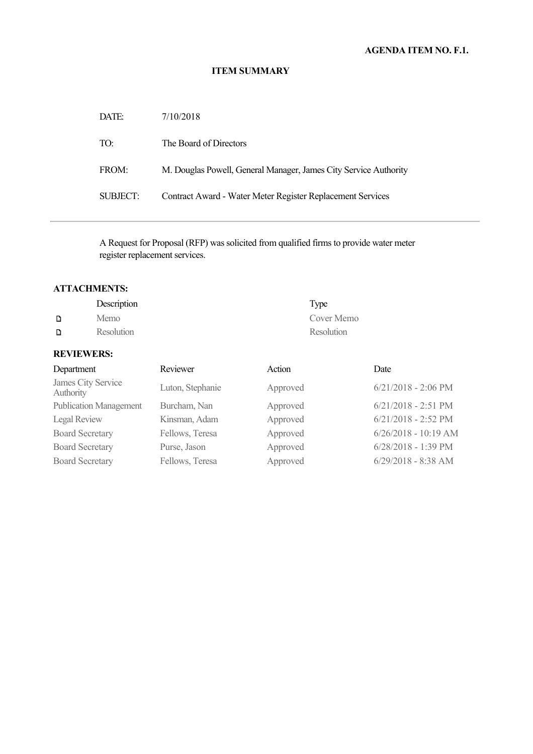**AGENDA ITEM NO. F.1.**

## ITEM SUMMARY

| | |
|---|---|
| DATE: | 7/10/2018 |
| TO: | The Board of Directors |
| FROM: | M. Douglas Powell, General Manager, James City Service Authority |
| SUBJECT: | Contract Award - Water Meter Register Replacement Services |

---

A Request for Proposal (RFP) was solicited from qualified firms to provide water meter register replacement services.

### ATTACHMENTS:

| Description | Type |
|---|---|
| Memo | Cover Memo |
| Resolution | Resolution |

### REVIEWERS:

| Department | Reviewer | Action | Date |
|---|---|---|---|
| James City Service Authority | Luton, Stephanie | Approved | 6/21/2018 - 2:06 PM |
| Publication Management | Burcham, Nan | Approved | 6/21/2018 - 2:51 PM |
| Legal Review | Kinsman, Adam | Approved | 6/21/2018 - 2:52 PM |
| Board Secretary | Fellows, Teresa | Approved | 6/26/2018 - 10:19 AM |
| Board Secretary | Purse, Jason | Approved | 6/28/2018 - 1:39 PM |
| Board Secretary | Fellows, Teresa | Approved | 6/29/2018 - 8:38 AM |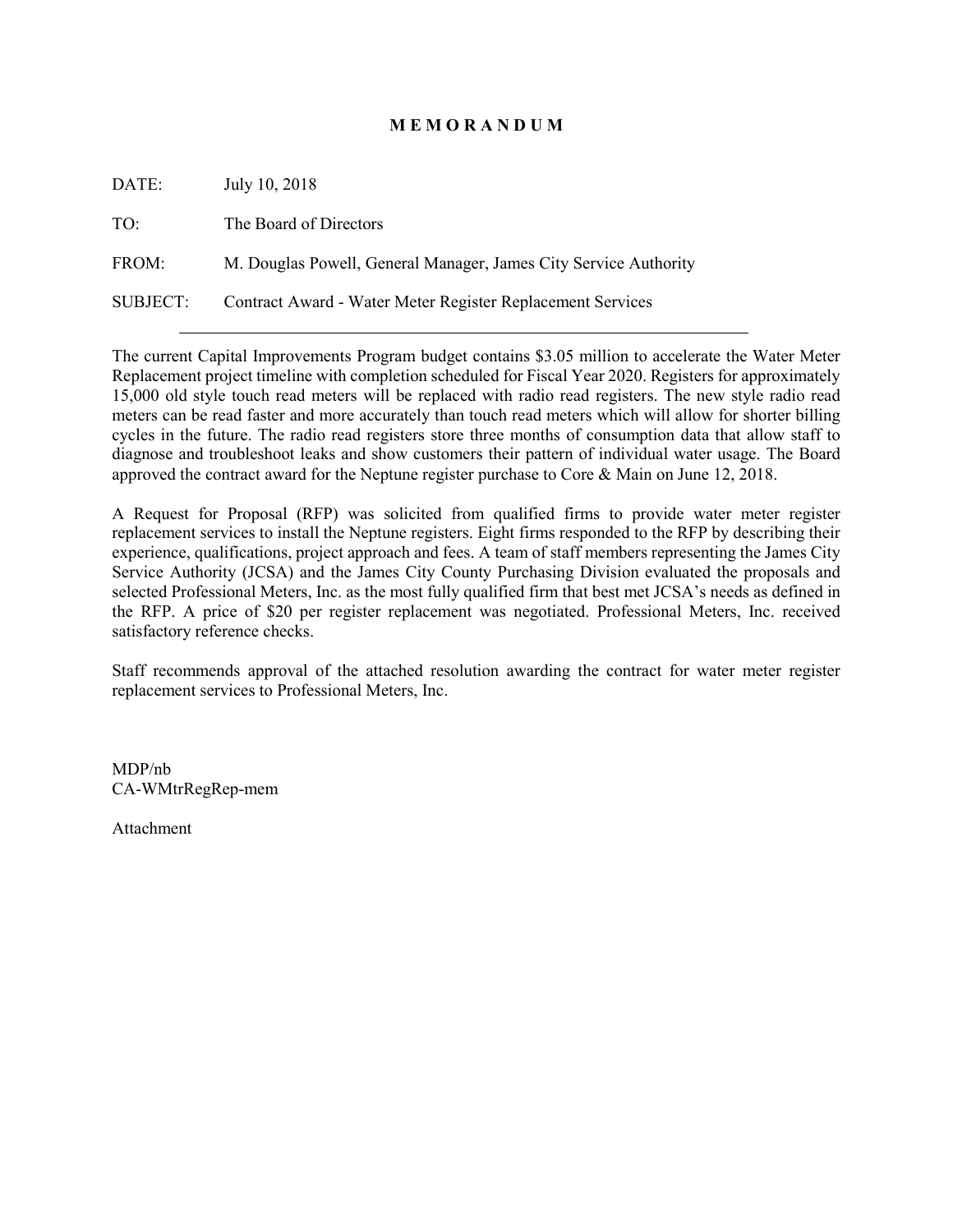# M E M O R A N D U M

DATE: July 10, 2018

TO: The Board of Directors

FROM: M. Douglas Powell, General Manager, James City Service Authority

SUBJECT: Contract Award - Water Meter Register Replacement Services

---

The current Capital Improvements Program budget contains $3.05 million to accelerate the Water Meter Replacement project timeline with completion scheduled for Fiscal Year 2020. Registers for approximately 15,000 old style touch read meters will be replaced with radio read registers. The new style radio read meters can be read faster and more accurately than touch read meters which will allow for shorter billing cycles in the future. The radio read registers store three months of consumption data that allow staff to diagnose and troubleshoot leaks and show customers their pattern of individual water usage. The Board approved the contract award for the Neptune register purchase to Core & Main on June 12, 2018.

A Request for Proposal (RFP) was solicited from qualified firms to provide water meter register replacement services to install the Neptune registers. Eight firms responded to the RFP by describing their experience, qualifications, project approach and fees. A team of staff members representing the James City Service Authority (JCSA) and the James City County Purchasing Division evaluated the proposals and selected Professional Meters, Inc. as the most fully qualified firm that best met JCSA's needs as defined in the RFP. A price of $20 per register replacement was negotiated. Professional Meters, Inc. received satisfactory reference checks.

Staff recommends approval of the attached resolution awarding the contract for water meter register replacement services to Professional Meters, Inc.

MDP/nb
CA-WMtrRegRep-mem

Attachment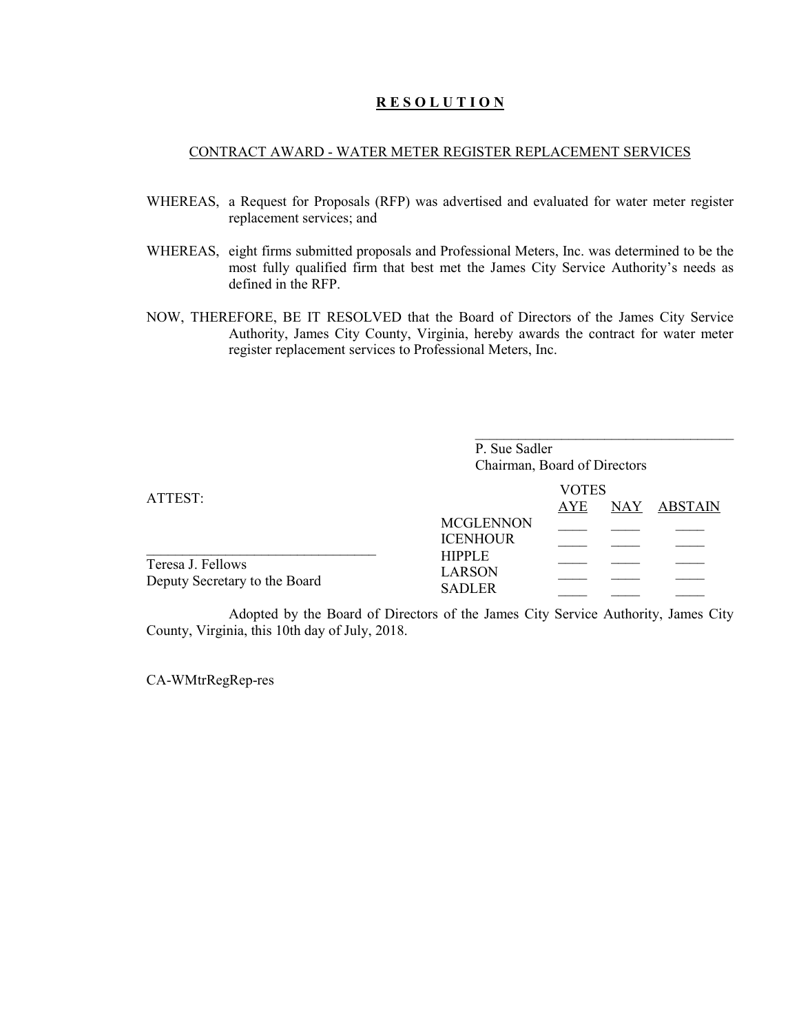# **R E S O L U T I O N**

CONTRACT AWARD - WATER METER REGISTER REPLACEMENT SERVICES

WHEREAS, a Request for Proposals (RFP) was advertised and evaluated for water meter register replacement services; and

WHEREAS, eight firms submitted proposals and Professional Meters, Inc. was determined to be the most fully qualified firm that best met the James City Service Authority's needs as defined in the RFP.

NOW, THEREFORE, BE IT RESOLVED that the Board of Directors of the James City Service Authority, James City County, Virginia, hereby awards the contract for water meter register replacement services to Professional Meters, Inc.

_____________________________________
P. Sue Sadler
Chairman, Board of Directors

ATTEST:

_________________________________
Teresa J. Fellows
Deputy Secretary to the Board

| | VOTES | | |
|---|---|---|---|
| | AYE | NAY | ABSTAIN |
| MCGLENNON | ____ | ____ | ____ |
| ICENHOUR | ____ | ____ | ____ |
| HIPPLE | ____ | ____ | ____ |
| LARSON | ____ | ____ | ____ |
| SADLER | ____ | ____ | ____ |

Adopted by the Board of Directors of the James City Service Authority, James City County, Virginia, this 10th day of July, 2018.

CA-WMtrRegRep-res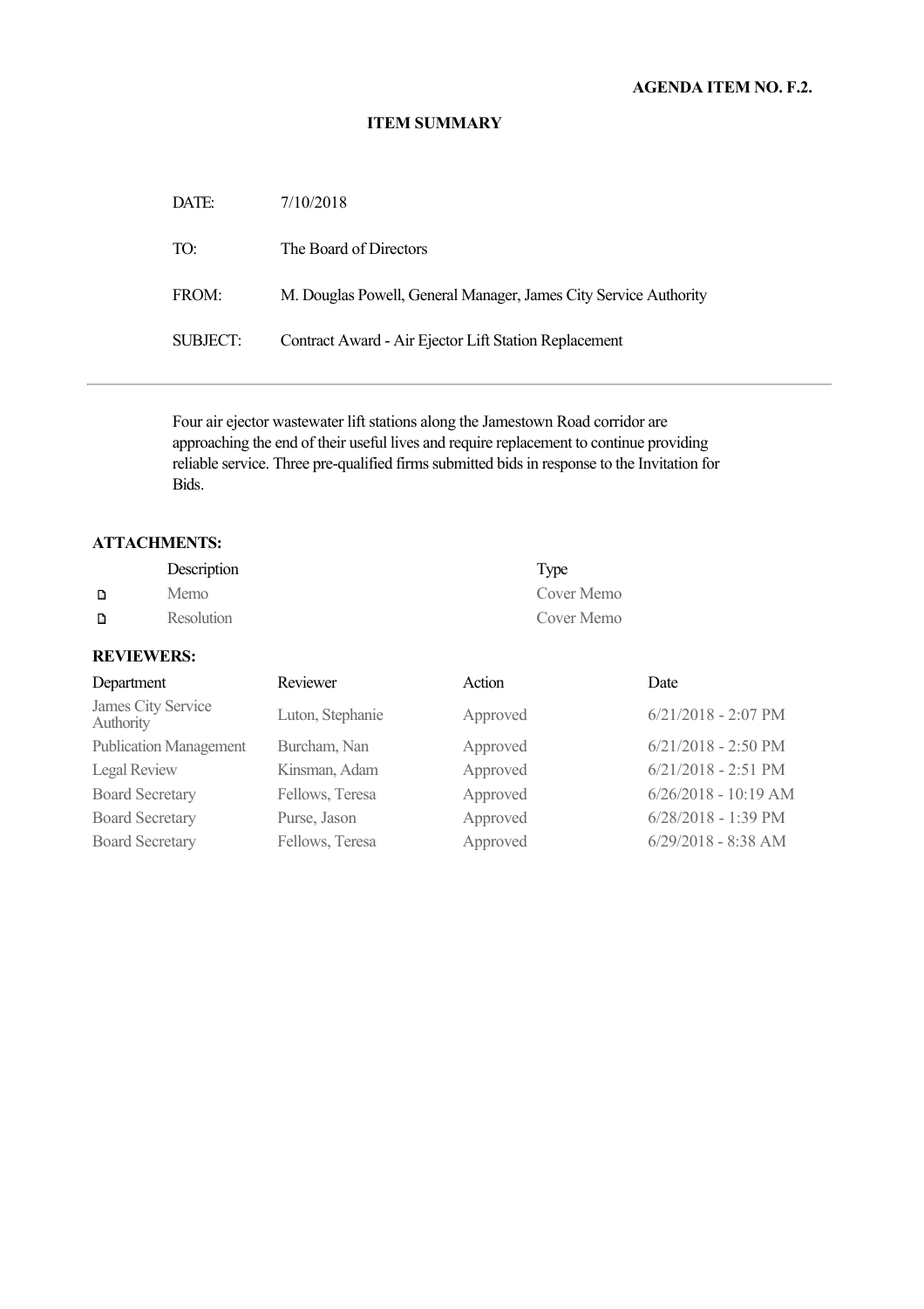**AGENDA ITEM NO. F.2.**

**ITEM SUMMARY**

| | |
|---|---|
| DATE: | 7/10/2018 |
| TO: | The Board of Directors |
| FROM: | M. Douglas Powell, General Manager, James City Service Authority |
| SUBJECT: | Contract Award - Air Ejector Lift Station Replacement |

Four air ejector wastewater lift stations along the Jamestown Road corridor are approaching the end of their useful lives and require replacement to continue providing reliable service. Three pre-qualified firms submitted bids in response to the Invitation for Bids.

**ATTACHMENTS:**

| Description | Type |
|---|---|
| Memo | Cover Memo |
| Resolution | Cover Memo |

**REVIEWERS:**

| Department | Reviewer | Action | Date |
|---|---|---|---|
| James City Service Authority | Luton, Stephanie | Approved | 6/21/2018 - 2:07 PM |
| Publication Management | Burcham, Nan | Approved | 6/21/2018 - 2:50 PM |
| Legal Review | Kinsman, Adam | Approved | 6/21/2018 - 2:51 PM |
| Board Secretary | Fellows, Teresa | Approved | 6/26/2018 - 10:19 AM |
| Board Secretary | Purse, Jason | Approved | 6/28/2018 - 1:39 PM |
| Board Secretary | Fellows, Teresa | Approved | 6/29/2018 - 8:38 AM |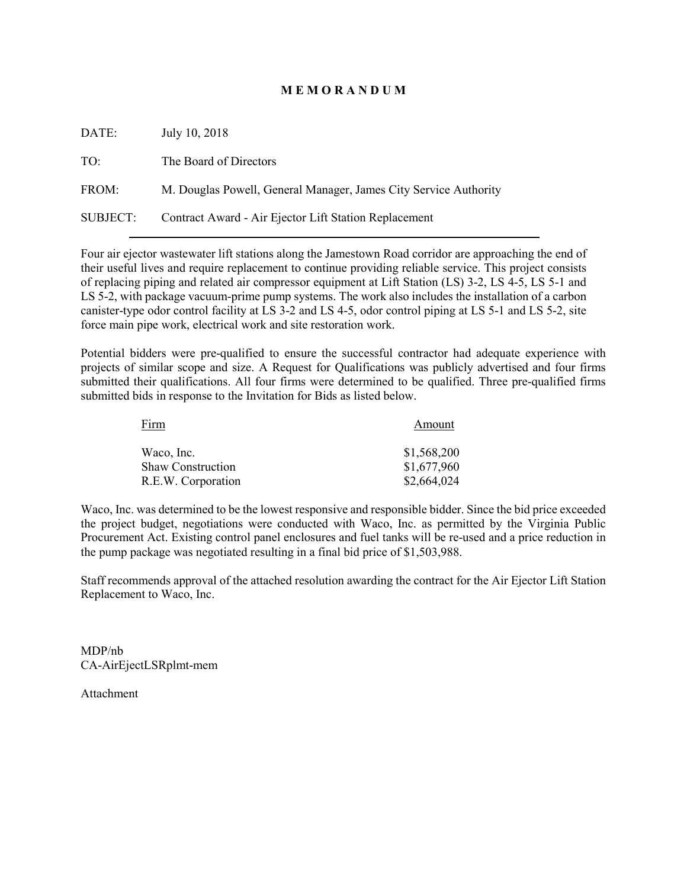# MEMORANDUM

DATE: July 10, 2018

TO: The Board of Directors

FROM: M. Douglas Powell, General Manager, James City Service Authority

SUBJECT: Contract Award - Air Ejector Lift Station Replacement

---

Four air ejector wastewater lift stations along the Jamestown Road corridor are approaching the end of their useful lives and require replacement to continue providing reliable service. This project consists of replacing piping and related air compressor equipment at Lift Station (LS) 3-2, LS 4-5, LS 5-1 and LS 5-2, with package vacuum-prime pump systems. The work also includes the installation of a carbon canister-type odor control facility at LS 3-2 and LS 4-5, odor control piping at LS 5-1 and LS 5-2, site force main pipe work, electrical work and site restoration work.

Potential bidders were pre-qualified to ensure the successful contractor had adequate experience with projects of similar scope and size. A Request for Qualifications was publicly advertised and four firms submitted their qualifications. All four firms were determined to be qualified. Three pre-qualified firms submitted bids in response to the Invitation for Bids as listed below.

| Firm | Amount |
|---|---|
| Waco, Inc. | $1,568,200 |
| Shaw Construction | $1,677,960 |
| R.E.W. Corporation | $2,664,024 |

Waco, Inc. was determined to be the lowest responsive and responsible bidder. Since the bid price exceeded the project budget, negotiations were conducted with Waco, Inc. as permitted by the Virginia Public Procurement Act. Existing control panel enclosures and fuel tanks will be re-used and a price reduction in the pump package was negotiated resulting in a final bid price of $1,503,988.

Staff recommends approval of the attached resolution awarding the contract for the Air Ejector Lift Station Replacement to Waco, Inc.

MDP/nb
CA-AirEjectLSRplmt-mem

Attachment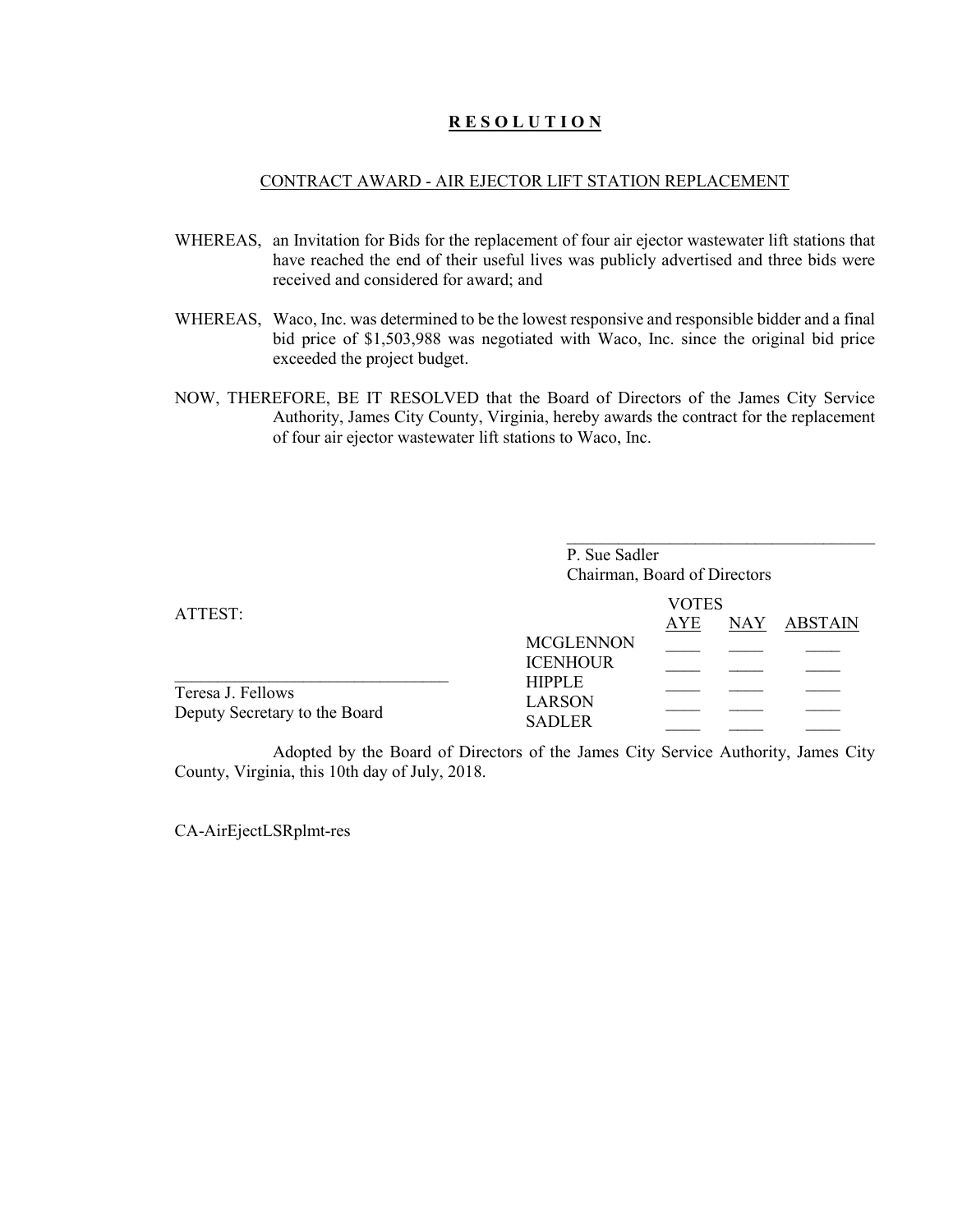# **R E S O L U T I O N**

CONTRACT AWARD - AIR EJECTOR LIFT STATION REPLACEMENT

WHEREAS, an Invitation for Bids for the replacement of four air ejector wastewater lift stations that have reached the end of their useful lives was publicly advertised and three bids were received and considered for award; and

WHEREAS, Waco, Inc. was determined to be the lowest responsive and responsible bidder and a final bid price of $1,503,988 was negotiated with Waco, Inc. since the original bid price exceeded the project budget.

NOW, THEREFORE, BE IT RESOLVED that the Board of Directors of the James City Service Authority, James City County, Virginia, hereby awards the contract for the replacement of four air ejector wastewater lift stations to Waco, Inc.

_____________________________________
P. Sue Sadler
Chairman, Board of Directors

ATTEST:

_________________________________
Teresa J. Fellows
Deputy Secretary to the Board

| VOTES | AYE | NAY | ABSTAIN |
|---|---|---|---|
| MCGLENNON | ____ | ____ | ____ |
| ICENHOUR | ____ | ____ | ____ |
| HIPPLE | ____ | ____ | ____ |
| LARSON | ____ | ____ | ____ |
| SADLER | ____ | ____ | ____ |

Adopted by the Board of Directors of the James City Service Authority, James City County, Virginia, this 10th day of July, 2018.

CA-AirEjectLSRplmt-res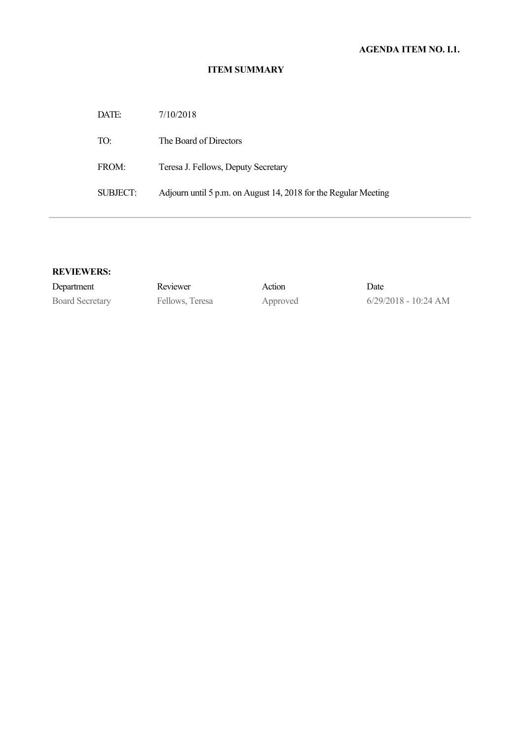**AGENDA ITEM NO. I.1.**

**ITEM SUMMARY**

| | |
|---|---|
| DATE: | 7/10/2018 |
| TO: | The Board of Directors |
| FROM: | Teresa J. Fellows, Deputy Secretary |
| SUBJECT: | Adjourn until 5 p.m. on August 14, 2018 for the Regular Meeting |

---

**REVIEWERS:**

| Department | Reviewer | Action | Date |
|---|---|---|---|
| Board Secretary | Fellows, Teresa | Approved | 6/29/2018 - 10:24 AM |